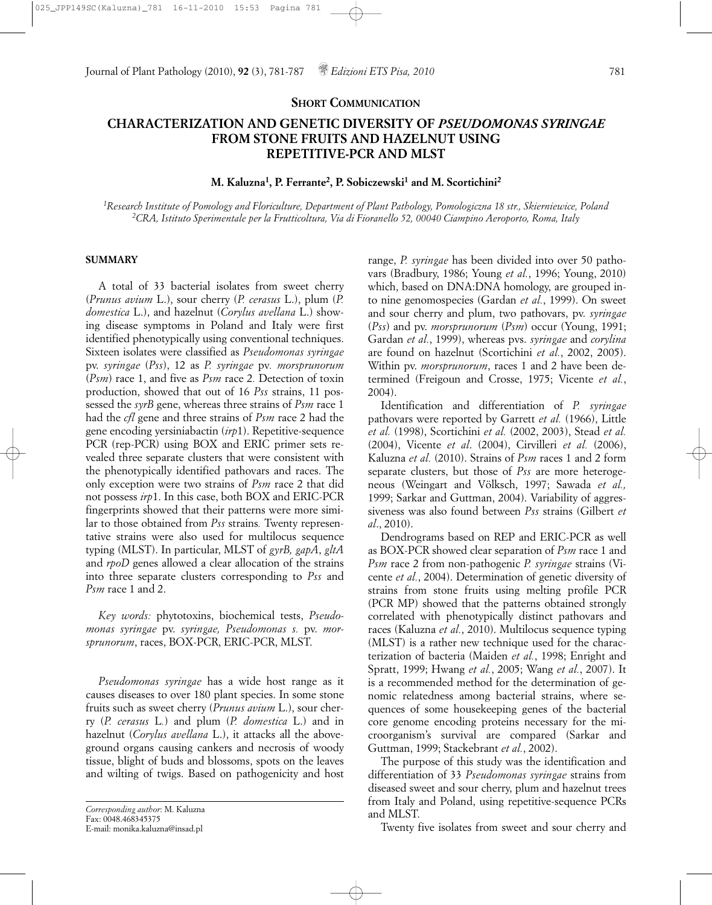**SHORT COMMUNICATION**

# CHARACTERIZATION AND GENETIC DIVERSITY OF *PSEUDOMONAS SYRINGAE* FROM STONE FRUITS AND HAZELNUT USING REPETITIVE-PCR AND MLST

**M. Kaluzna[1], P. Ferrante[2], P. Sobiczewski[1] and M. Scortichini[2]**

*[1]Research Institute of Pomology and Floriculture, Department of Plant Pathology, Pomologiczna 18 str., Skierniewice, Poland*
*[2]CRA, Istituto Sperimentale per la Frutticoltura, Via di Fioranello 52, 00040 Ciampino Aeroporto, Roma, Italy*

## SUMMARY

A total of 33 bacterial isolates from sweet cherry (*Prunus avium* L.), sour cherry (*P. cerasus* L.), plum (*P. domestica* L.), and hazelnut (*Corylus avellana* L.) showing disease symptoms in Poland and Italy were first identified phenotypically using conventional techniques. Sixteen isolates were classified as *Pseudomonas syringae* pv. *syringae* (*Pss*), 12 as *P. syringae* pv. *morsprunorum* (*Psm*) race 1, and five as *Psm* race 2. Detection of toxin production, showed that out of 16 *Pss* strains, 11 possessed the *syrB* gene, whereas three strains of *Psm* race 1 had the *cfl* gene and three strains of *Psm* race 2 had the gene encoding yersiniabactin (*irp*1). Repetitive-sequence PCR (rep-PCR) using BOX and ERIC primer sets revealed three separate clusters that were consistent with the phenotypically identified pathovars and races. The only exception were two strains of *Psm* race 2 that did not possess *irp*1. In this case, both BOX and ERIC-PCR fingerprints showed that their patterns were more similar to those obtained from *Pss* strains. Twenty representative strains were also used for multilocus sequence typing (MLST). In particular, MLST of *gyrB, gapA*, *gltA* and *rpoD* genes allowed a clear allocation of the strains into three separate clusters corresponding to *Pss* and *Psm* race 1 and 2.

*Key words:* phytotoxins, biochemical tests, *Pseudomonas syringae* pv. *syringae, Pseudomonas s.* pv. *morsprunorum*, races, BOX-PCR, ERIC-PCR, MLST.

*Pseudomonas syringae* has a wide host range as it causes diseases to over 180 plant species. In some stone fruits such as sweet cherry (*Prunus avium* L.), sour cherry (*P. cerasus* L.) and plum (*P. domestica* L.) and in hazelnut (*Corylus avellana* L.), it attacks all the aboveground organs causing cankers and necrosis of woody tissue, blight of buds and blossoms, spots on the leaves and wilting of twigs. Based on pathogenicity and host range, *P. syringae* has been divided into over 50 pathovars (Bradbury, 1986; Young *et al.*, 1996; Young, 2010) which, based on DNA:DNA homology, are grouped into nine genomospecies (Gardan *et al.*, 1999). On sweet and sour cherry and plum, two pathovars, pv. *syringae* (*Pss*) and pv. *morsprunorum* (*Psm*) occur (Young, 1991; Gardan *et al.*, 1999), whereas pvs. *syringae* and *corylina* are found on hazelnut (Scortichini *et al.*, 2002, 2005). Within pv. *morsprunorum*, races 1 and 2 have been determined (Freigoun and Crosse, 1975; Vicente *et al.*, 2004).

Identification and differentiation of *P. syringae* pathovars were reported by Garrett *et al.* (1966), Little *et al.* (1998), Scortichini *et al.* (2002, 2003), Stead *et al.* (2004), Vicente *et al*. (2004), Cirvilleri *et al.* (2006), Kaluzna *et al.* (2010). Strains of *Psm* races 1 and 2 form separate clusters, but those of *Pss* are more heterogeneous (Weingart and Völksch, 1997; Sawada *et al.,* 1999; Sarkar and Guttman, 2004). Variability of aggressiveness was also found between *Pss* strains (Gilbert *et al*., 2010).

Dendrograms based on REP and ERIC-PCR as well as BOX-PCR showed clear separation of *Psm* race 1 and *Psm* race 2 from non-pathogenic *P. syringae* strains (Vicente *et al.*, 2004). Determination of genetic diversity of strains from stone fruits using melting profile PCR (PCR MP) showed that the patterns obtained strongly correlated with phenotypically distinct pathovars and races (Kaluzna *et al.*, 2010). Multilocus sequence typing (MLST) is a rather new technique used for the characterization of bacteria (Maiden *et al.*, 1998; Enright and Spratt, 1999; Hwang *et al.*, 2005; Wang *et al.*, 2007). It is a recommended method for the determination of genomic relatedness among bacterial strains, where sequences of some housekeeping genes of the bacterial core genome encoding proteins necessary for the microorganism's survival are compared (Sarkar and Guttman, 1999; Stackebrant *et al.*, 2002).

The purpose of this study was the identification and differentiation of 33 *Pseudomonas syringae* strains from diseased sweet and sour cherry, plum and hazelnut trees from Italy and Poland, using repetitive-sequence PCRs and MLST.

Twenty five isolates from sweet and sour cherry and

*Corresponding author*: M. Kaluzna
Fax: 0048.468345375
E-mail: monika.kaluzna@insad.pl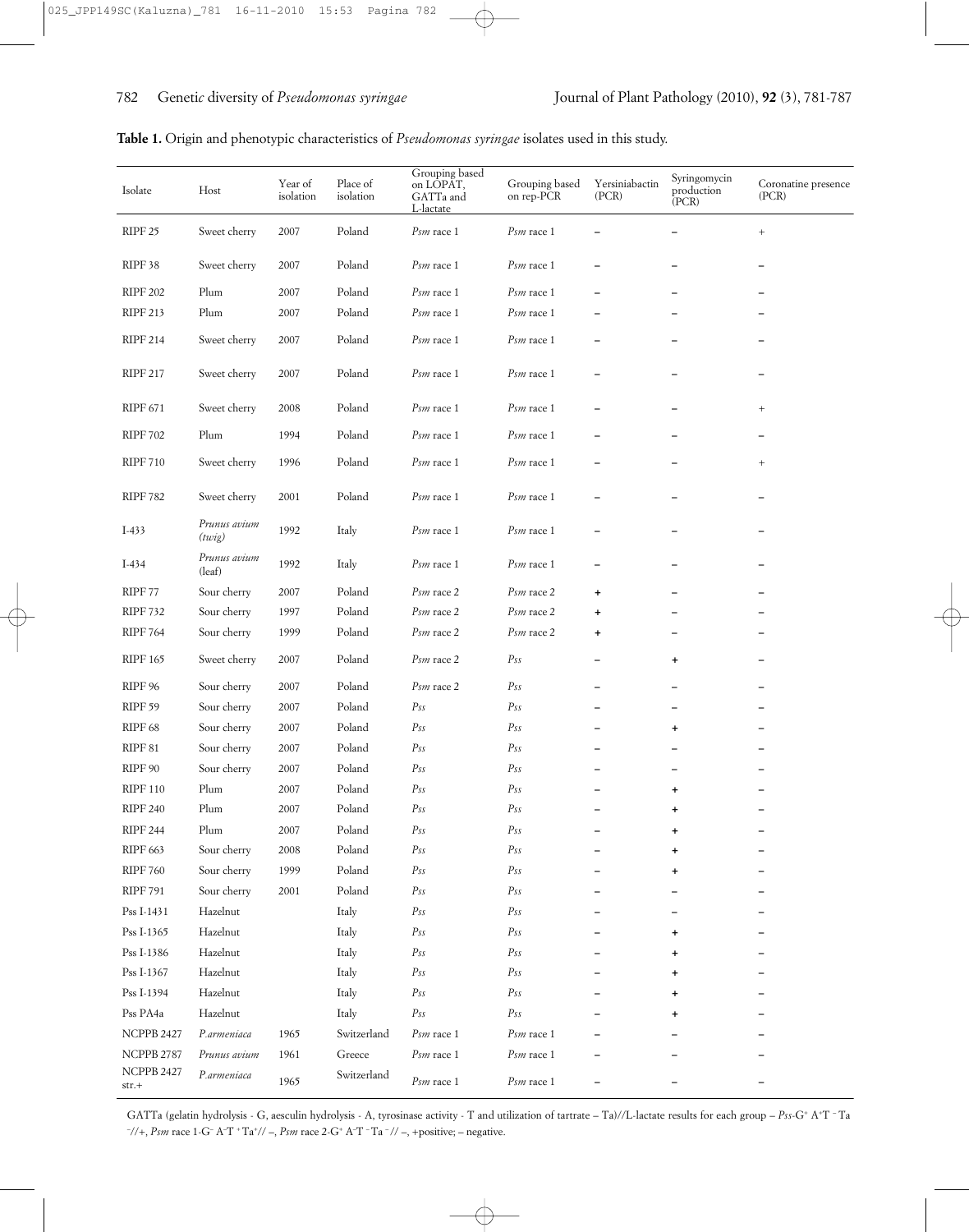**Table 1.** Origin and phenotypic characteristics of *Pseudomonas syringae* isolates used in this study.

| Isolate | Host | Year of isolation | Place of isolation | Grouping based on LOPAT, GATTa and L-lactate | Grouping based on rep-PCR | Yersiniabactin (PCR) | Syringomycin production (PCR) | Coronatine presence (PCR) |
|---|---|---|---|---|---|---|---|---|
| RIPF 25 | Sweet cherry | 2007 | Poland | *Psm* race 1 | *Psm* race 1 | – | – | + |
| RIPF 38 | Sweet cherry | 2007 | Poland | *Psm* race 1 | *Psm* race 1 | – | – | – |
| RIPF 202 | Plum | 2007 | Poland | *Psm* race 1 | *Psm* race 1 | – | – | – |
| RIPF 213 | Plum | 2007 | Poland | *Psm* race 1 | *Psm* race 1 | – | – | – |
| RIPF 214 | Sweet cherry | 2007 | Poland | *Psm* race 1 | *Psm* race 1 | – | – | – |
| RIPF 217 | Sweet cherry | 2007 | Poland | *Psm* race 1 | *Psm* race 1 | – | – | – |
| RIPF 671 | Sweet cherry | 2008 | Poland | *Psm* race 1 | *Psm* race 1 | – | – | + |
| RIPF 702 | Plum | 1994 | Poland | *Psm* race 1 | *Psm* race 1 | – | – | – |
| RIPF 710 | Sweet cherry | 1996 | Poland | *Psm* race 1 | *Psm* race 1 | – | – | + |
| RIPF 782 | Sweet cherry | 2001 | Poland | *Psm* race 1 | *Psm* race 1 | – | – | – |
| I-433 | *Prunus avium (twig)* | 1992 | Italy | *Psm* race 1 | *Psm* race 1 | – | – | – |
| I-434 | *Prunus avium* (leaf) | 1992 | Italy | *Psm* race 1 | *Psm* race 1 | – | – | – |
| RIPF 77 | Sour cherry | 2007 | Poland | *Psm* race 2 | *Psm* race 2 | + | – | – |
| RIPF 732 | Sour cherry | 1997 | Poland | *Psm* race 2 | *Psm* race 2 | + | – | – |
| RIPF 764 | Sour cherry | 1999 | Poland | *Psm* race 2 | *Psm* race 2 | + | – | – |
| RIPF 165 | Sweet cherry | 2007 | Poland | *Psm* race 2 | *Pss* | – | + | – |
| RIPF 96 | Sour cherry | 2007 | Poland | *Psm* race 2 | *Pss* | – | – | – |
| RIPF 59 | Sour cherry | 2007 | Poland | *Pss* | *Pss* | – | – | – |
| RIPF 68 | Sour cherry | 2007 | Poland | *Pss* | *Pss* | – | + | – |
| RIPF 81 | Sour cherry | 2007 | Poland | *Pss* | *Pss* | – | – | – |
| RIPF 90 | Sour cherry | 2007 | Poland | *Pss* | *Pss* | – | – | – |
| RIPF 110 | Plum | 2007 | Poland | *Pss* | *Pss* | – | + | – |
| RIPF 240 | Plum | 2007 | Poland | *Pss* | *Pss* | – | + | – |
| RIPF 244 | Plum | 2007 | Poland | *Pss* | *Pss* | – | + | – |
| RIPF 663 | Sour cherry | 2008 | Poland | *Pss* | *Pss* | – | + | – |
| RIPF 760 | Sour cherry | 1999 | Poland | *Pss* | *Pss* | – | + | – |
| RIPF 791 | Sour cherry | 2001 | Poland | *Pss* | *Pss* | – | – | – |
| Pss I-1431 | Hazelnut | | Italy | *Pss* | *Pss* | – | – | – |
| Pss I-1365 | Hazelnut | | Italy | *Pss* | *Pss* | – | + | – |
| Pss I-1386 | Hazelnut | | Italy | *Pss* | *Pss* | – | + | – |
| Pss I-1367 | Hazelnut | | Italy | *Pss* | *Pss* | – | + | – |
| Pss I-1394 | Hazelnut | | Italy | *Pss* | *Pss* | – | + | – |
| Pss PA4a | Hazelnut | | Italy | *Pss* | *Pss* | – | + | – |
| NCPPB 2427 | *P.armeniaca* | 1965 | Switzerland | *Psm* race 1 | *Psm* race 1 | – | – | – |
| NCPPB 2787 | *Prunus avium* | 1961 | Greece | *Psm* race 1 | *Psm* race 1 | – | – | – |
| NCPPB 2427 str.+ | *P.armeniaca* | 1965 | Switzerland | *Psm* race 1 | *Psm* race 1 | – | – | – |

GATTa (gelatin hydrolysis - G, aesculin hydrolysis - A, tyrosinase activity - T and utilization of tartrate – Ta)//L-lactate results for each group – *Pss*-$G^+ A^+ T^- Ta^-$//+, *Psm* race 1-$G^- A^- T^+ Ta^+$// –, *Psm* race 2-$G^+ A^- T^- Ta^-$// –, +positive; – negative.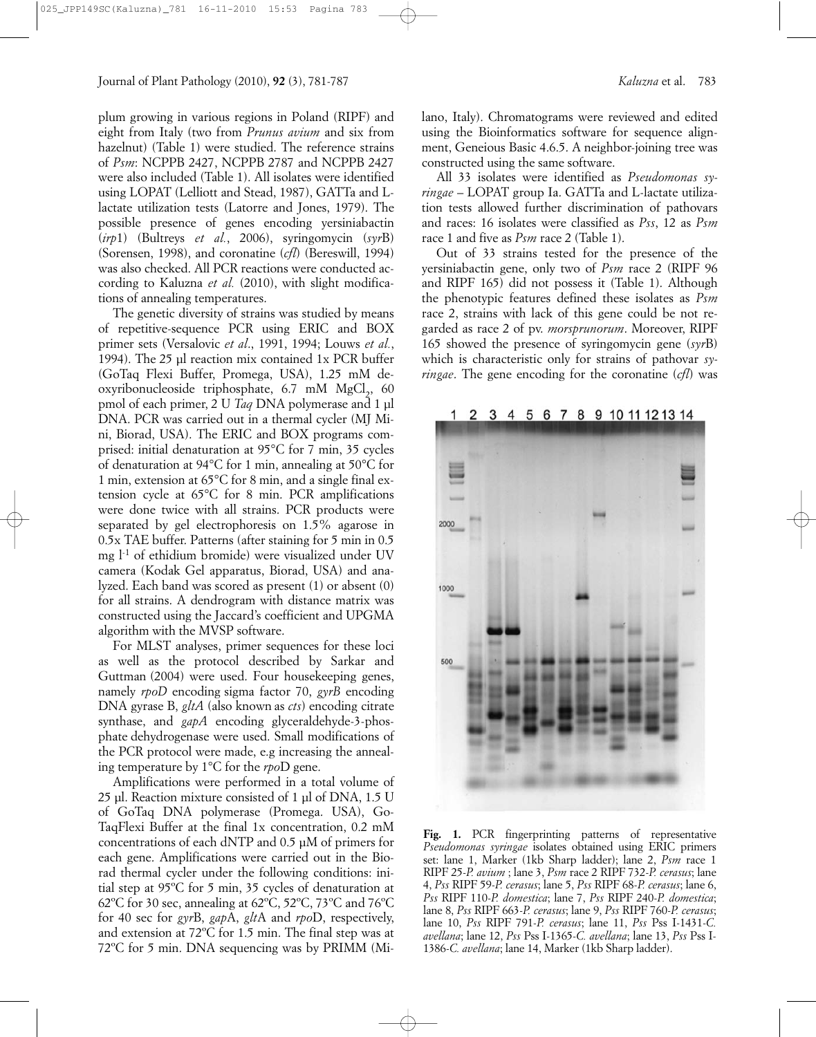plum growing in various regions in Poland (RIPF) and eight from Italy (two from *Prunus avium* and six from hazelnut) (Table 1) were studied. The reference strains of *Psm*: NCPPB 2427, NCPPB 2787 and NCPPB 2427 were also included (Table 1). All isolates were identified using LOPAT (Lelliott and Stead, 1987), GATTa and L-lactate utilization tests (Latorre and Jones, 1979). The possible presence of genes encoding yersiniabactin (*irp*1) (Bultreys *et al.*, 2006), syringomycin (*syr*B) (Sorensen, 1998), and coronatine (*cfl*) (Bereswill, 1994) was also checked. All PCR reactions were conducted according to Kaluzna *et al.* (2010), with slight modifications of annealing temperatures.

The genetic diversity of strains was studied by means of repetitive-sequence PCR using ERIC and BOX primer sets (Versalovic *et al*., 1991, 1994; Louws *et al.*, 1994). The 25 µl reaction mix contained 1x PCR buffer (GoTaq Flexi Buffer, Promega, USA), 1.25 mM deoxyribonucleoside triphosphate, 6.7 mM $MgCl_2$, 60 pmol of each primer, 2 U *Taq* DNA polymerase and 1 µl DNA. PCR was carried out in a thermal cycler (MJ Mini, Biorad, USA). The ERIC and BOX programs comprised: initial denaturation at 95°C for 7 min, 35 cycles of denaturation at 94°C for 1 min, annealing at 50°C for 1 min, extension at 65°C for 8 min, and a single final extension cycle at 65°C for 8 min. PCR amplifications were done twice with all strains. PCR products were separated by gel electrophoresis on 1.5% agarose in 0.5x TAE buffer. Patterns (after staining for 5 min in 0.5 mg $l^{-1}$ of ethidium bromide) were visualized under UV camera (Kodak Gel apparatus, Biorad, USA) and analyzed. Each band was scored as present (1) or absent (0) for all strains. A dendrogram with distance matrix was constructed using the Jaccard's coefficient and UPGMA algorithm with the MVSP software.

For MLST analyses, primer sequences for these loci as well as the protocol described by Sarkar and Guttman (2004) were used. Four housekeeping genes, namely *rpoD* encoding sigma factor 70, *gyrB* encoding DNA gyrase B, *gltA* (also known as *cts*) encoding citrate synthase, and *gapA* encoding glyceraldehyde-3-phosphate dehydrogenase were used. Small modifications of the PCR protocol were made, e.g increasing the annealing temperature by 1°C for the *rpo*D gene.

Amplifications were performed in a total volume of 25 µl. Reaction mixture consisted of 1 µl of DNA, 1.5 U of GoTaq DNA polymerase (Promega. USA), GoTaqFlexi Buffer at the final 1x concentration, 0.2 mM concentrations of each dNTP and 0.5 µM of primers for each gene. Amplifications were carried out in the Biorad thermal cycler under the following conditions: initial step at 95ºC for 5 min, 35 cycles of denaturation at 62ºC for 30 sec, annealing at 62ºC, 52ºC, 73ºC and 76ºC for 40 sec for *gyr*B, *gap*A, *glt*A and *rpo*D, respectively, and extension at 72ºC for 1.5 min. The final step was at 72ºC for 5 min. DNA sequencing was by PRIMM (Milano, Italy). Chromatograms were reviewed and edited using the Bioinformatics software for sequence alignment, Geneious Basic 4.6.5. A neighbor-joining tree was constructed using the same software.

All 33 isolates were identified as *Pseudomonas syringae* – LOPAT group Ia. GATTa and L-lactate utilization tests allowed further discrimination of pathovars and races: 16 isolates were classified as *Pss*, 12 as *Psm* race 1 and five as *Psm* race 2 (Table 1).

Out of 33 strains tested for the presence of the yersiniabactin gene, only two of *Psm* race 2 (RIPF 96 and RIPF 165) did not possess it (Table 1). Although the phenotypic features defined these isolates as *Psm* race 2, strains with lack of this gene could be not regarded as race 2 of pv. *morsprunorum*. Moreover, RIPF 165 showed the presence of syringomycin gene (*syr*B) which is characteristic only for strains of pathovar *syringae*. The gene encoding for the coronatine (*cfl*) was

**Fig. 1.** PCR fingerprinting patterns of representative *Pseudomonas syringae* isolates obtained using ERIC primers set: lane 1, Marker (1kb Sharp ladder); lane 2, *Psm* race 1 RIPF 25-*P. avium* ; lane 3, *Psm* race 2 RIPF 732-*P. cerasus*; lane 4, *Pss* RIPF 59-*P. cerasus*; lane 5, *Pss* RIPF 68-*P. cerasus*; lane 6, *Pss* RIPF 110-*P. domestica*; lane 7, *Pss* RIPF 240-*P. domestica*; lane 8, *Pss* RIPF 663-*P. cerasus*; lane 9, *Pss* RIPF 760-*P. cerasus*; lane 10, *Pss* RIPF 791-*P. cerasus*; lane 11, *Pss* Pss I-1431-*C. avellana*; lane 12, *Pss* Pss I-1365-*C. avellana*; lane 13, *Pss* Pss I-1386-*C. avellana*; lane 14, Marker (1kb Sharp ladder).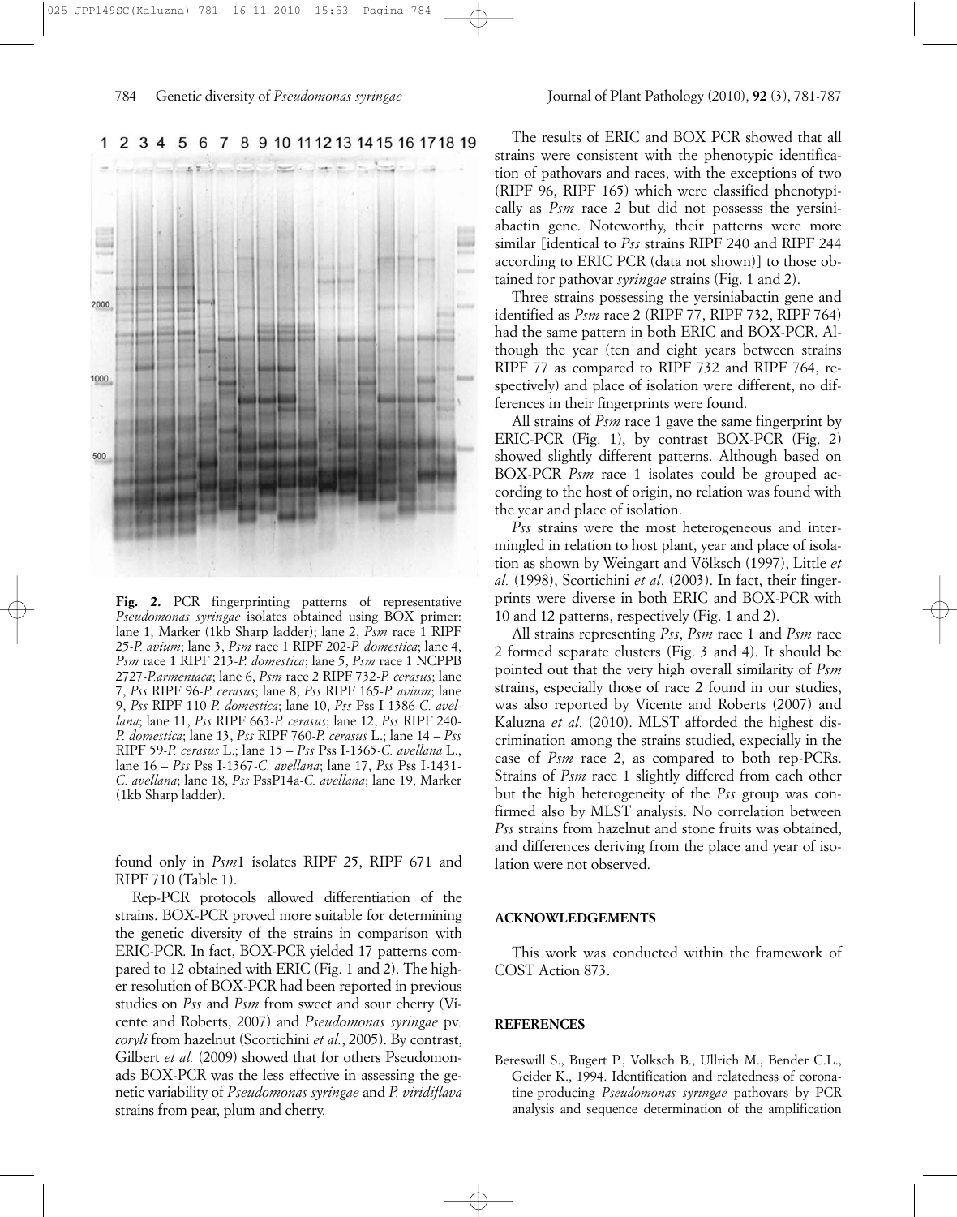**Fig. 2.** PCR fingerprinting patterns of representative *Pseudomonas syringae* isolates obtained using BOX primer: lane 1, Marker (1kb Sharp ladder); lane 2, *Psm* race 1 RIPF 25-*P. avium*; lane 3, *Psm* race 1 RIPF 202-*P. domestica*; lane 4, *Psm* race 1 RIPF 213-*P. domestica*; lane 5, *Psm* race 1 NCPPB 2727-*P.armeniaca*; lane 6, *Psm* race 2 RIPF 732-*P. cerasus*; lane 7, *Pss* RIPF 96-*P. cerasus*; lane 8, *Pss* RIPF 165-*P. avium*; lane 9, *Pss* RIPF 110-*P. domestica*; lane 10, *Pss* Pss I-1386-*C. avellana*; lane 11, *Pss* RIPF 663-*P. cerasus*; lane 12, *Pss* RIPF 240-*P. domestica*; lane 13, *Pss* RIPF 760-*P. cerasus* L.; lane 14 – *Pss* RIPF 59-*P. cerasus* L.; lane 15 – *Pss* Pss I-1365-*C. avellana* L., lane 16 – *Pss* Pss I-1367-*C. avellana*; lane 17, *Pss* Pss I-1431-*C. avellana*; lane 18, *Pss* PssP14a-*C. avellana*; lane 19, Marker (1kb Sharp ladder).

found only in *Psm*1 isolates RIPF 25, RIPF 671 and RIPF 710 (Table 1).

Rep-PCR protocols allowed differentiation of the strains. BOX-PCR proved more suitable for determining the genetic diversity of the strains in comparison with ERIC-PCR. In fact, BOX-PCR yielded 17 patterns compared to 12 obtained with ERIC (Fig. 1 and 2). The higher resolution of BOX-PCR had been reported in previous studies on *Pss* and *Psm* from sweet and sour cherry (Vicente and Roberts, 2007) and *Pseudomonas syringae* pv. *coryli* from hazelnut (Scortichini *et al.*, 2005). By contrast, Gilbert *et al.* (2009) showed that for others Pseudomonads BOX-PCR was the less effective in assessing the genetic variability of *Pseudomonas syringae* and *P. viridiflava* strains from pear, plum and cherry.

The results of ERIC and BOX PCR showed that all strains were consistent with the phenotypic identification of pathovars and races, with the exceptions of two (RIPF 96, RIPF 165) which were classified phenotypically as *Psm* race 2 but did not possesss the yersiniabactin gene. Noteworthy, their patterns were more similar [identical to *Pss* strains RIPF 240 and RIPF 244 according to ERIC PCR (data not shown)] to those obtained for pathovar *syringae* strains (Fig. 1 and 2).

Three strains possessing the yersiniabactin gene and identified as *Psm* race 2 (RIPF 77, RIPF 732, RIPF 764) had the same pattern in both ERIC and BOX-PCR. Although the year (ten and eight years between strains RIPF 77 as compared to RIPF 732 and RIPF 764, respectively) and place of isolation were different, no differences in their fingerprints were found.

All strains of *Psm* race 1 gave the same fingerprint by ERIC-PCR (Fig. 1), by contrast BOX-PCR (Fig. 2) showed slightly different patterns. Although based on BOX-PCR *Psm* race 1 isolates could be grouped according to the host of origin, no relation was found with the year and place of isolation.

*Pss* strains were the most heterogeneous and intermingled in relation to host plant, year and place of isolation as shown by Weingart and Völksch (1997), Little *et al.* (1998), Scortichini *et al*. (2003). In fact, their fingerprints were diverse in both ERIC and BOX-PCR with 10 and 12 patterns, respectively (Fig. 1 and 2).

All strains representing *Pss*, *Psm* race 1 and *Psm* race 2 formed separate clusters (Fig. 3 and 4). It should be pointed out that the very high overall similarity of *Psm* strains, especially those of race 2 found in our studies, was also reported by Vicente and Roberts (2007) and Kaluzna *et al.* (2010). MLST afforded the highest discrimination among the strains studied, expecially in the case of *Psm* race 2, as compared to both rep-PCRs. Strains of *Psm* race 1 slightly differed from each other but the high heterogeneity of the *Pss* group was confirmed also by MLST analysis. No correlation between *Pss* strains from hazelnut and stone fruits was obtained, and differences deriving from the place and year of isolation were not observed.

## ACKNOWLEDGEMENTS

This work was conducted within the framework of COST Action 873.

## REFERENCES

Bereswill S., Bugert P., Volksch B., Ullrich M., Bender C.L., Geider K., 1994. Identification and relatedness of coronatine-producing *Pseudomonas syringae* pathovars by PCR analysis and sequence determination of the amplification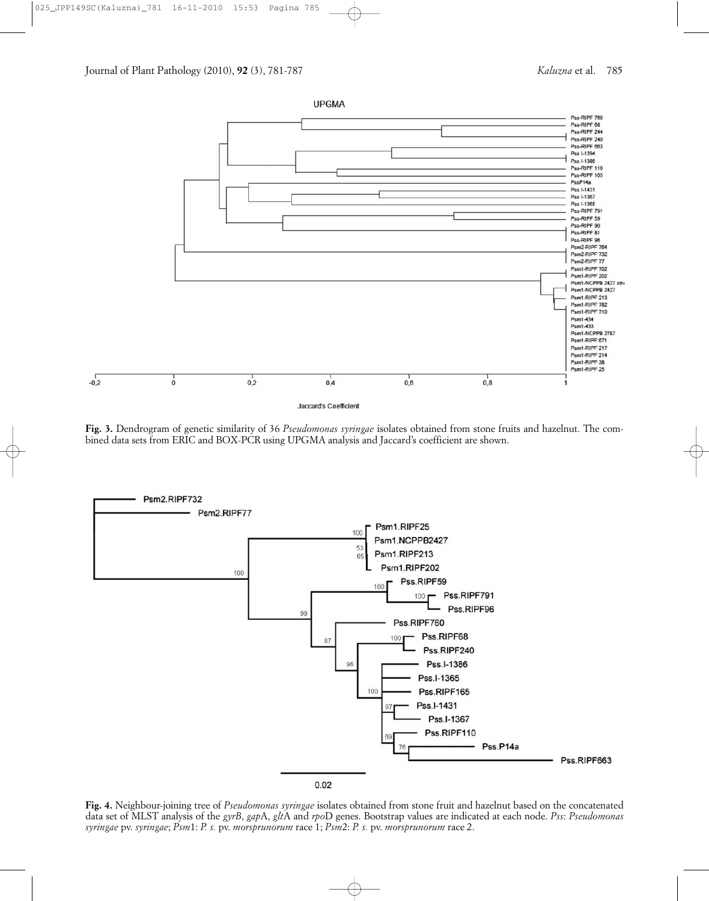**Fig. 3.** Dendrogram of genetic similarity of 36 *Pseudomonas syringae* isolates obtained from stone fruits and hazelnut. The combined data sets from ERIC and BOX-PCR using UPGMA analysis and Jaccard's coefficient are shown.

**Fig. 4.** Neighbour-joining tree of *Pseudomonas syringae* isolates obtained from stone fruit and hazelnut based on the concatenated data set of MLST analysis of the *gyrB*, *gap*A, *glt*A and *rpo*D genes. Bootstrap values are indicated at each node. *Pss*: *Pseudomonas syringae* pv. *syringae*; *Psm*1: *P. s.* pv. *morsprunorum* race 1; *Psm*2: *P. s.* pv. *morsprunorum* race 2.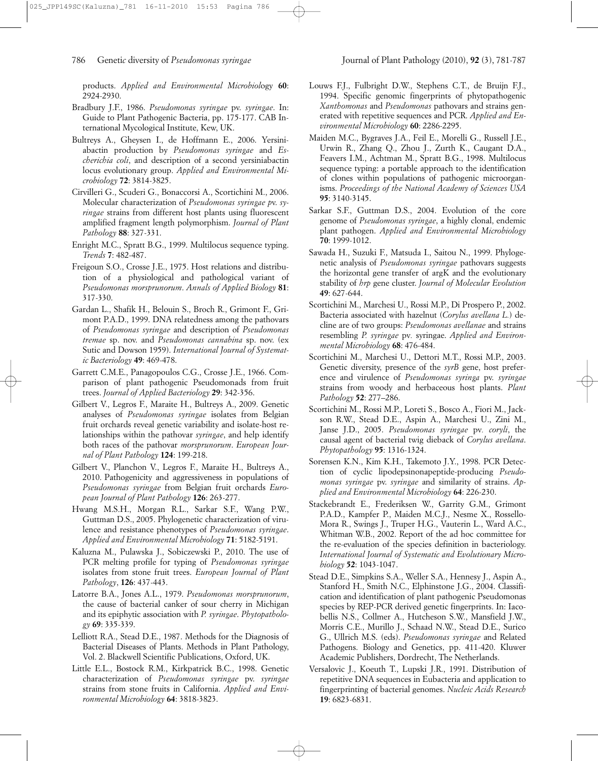products. *Applied and Environmental Microbiology* **60**: 2924-2930.

Bradbury J.F., 1986. *Pseudomonas syringae* pv. *syringae*. In: Guide to Plant Pathogenic Bacteria, pp. 175-177. CAB International Mycological Institute, Kew, UK.

Bultreys A., Gheysen I., de Hoffmann E., 2006. Yersiniabactin production by *Pseudomonas syringae* and *Escherichia coli*, and description of a second yersiniabactin locus evolutionary group. *Applied and Environmental Microbiology* **72**: 3814-3825.

Cirvilleri G., Scuderi G., Bonaccorsi A., Scortichini M., 2006. Molecular characterization of *Pseudomonas syringae* pv. *syringae* strains from different host plants using fluorescent amplified fragment length polymorphism. *Journal of Plant Pathology* **88**: 327-331.

Enright M.C., Spratt B.G., 1999. Multilocus sequence typing. *Trends* **7**: 482-487.

Freigoun S.O., Crosse J.E., 1975. Host relations and distribution of a physiological and pathological variant of *Pseudomonas morsprunorum*. *Annals of Applied Biology* **81**: 317-330.

Gardan L., Shafik H., Belouin S., Broch R., Grimont F., Grimont P.A.D., 1999. DNA relatedness among the pathovars of *Pseudomonas syringae* and description of *Pseudomonas tremae* sp. nov. and *Pseudomonas cannabina* sp. nov. (ex Sutic and Dowson 1959). *International Journal of Systematic Bacteriology* **49**: 469-478.

Garrett C.M.E., Panagopoulos C.G., Crosse J.E., 1966. Comparison of plant pathogenic Pseudomonads from fruit trees. *Journal of Applied Bacteriology* **29**: 342-356.

Gilbert V., Legros F., Maraite H., Bultreys A., 2009. Genetic analyses of *Pseudomonas syringae* isolates from Belgian fruit orchards reveal genetic variability and isolate-host relationships within the pathovar *syringae*, and help identify both races of the pathovar *morsprunorum*. *European Journal of Plant Pathology* **124**: 199-218.

Gilbert V., Planchon V., Legros F., Maraite H., Bultreys A., 2010. Pathogenicity and aggressiveness in populations of *Pseudomonas syringae* from Belgian fruit orchards *European Journal of Plant Pathology* **126**: 263-277.

Hwang M.S.H., Morgan R.L., Sarkar S.F., Wang P.W., Guttman D.S., 2005. Phylogenetic characterization of virulence and resistance phenotypes of *Pseudomonas syringae*. *Applied and Environmental Microbiology* **71**: 5182-5191.

Kaluzna M., Pulawska J., Sobiczewski P., 2010. The use of PCR melting profile for typing of *Pseudomonas syringae* isolates from stone fruit trees. *European Journal of Plant Pathology*, **126**: 437-443.

Latorre B.A., Jones A.L., 1979. *Pseudomonas morsprunorum*, the cause of bacterial canker of sour cherry in Michigan and its epiphytic association with *P. syringae*. *Phytopathology* **69**: 335-339.

Lelliott R.A., Stead D.E., 1987. Methods for the Diagnosis of Bacterial Diseases of Plants. Methods in Plant Pathology, Vol. 2. Blackwell Scientific Publications, Oxford, UK.

Little E.L., Bostock R.M., Kirkpatrick B.C., 1998. Genetic characterization of *Pseudomonas syringae* pv. *syringae* strains from stone fruits in California. *Applied and Environmental Microbiology* **64**: 3818-3823.

Louws F.J., Fulbright D.W., Stephens C.T., de Bruijn F.J., 1994. Specific genomic fingerprints of phytopathogenic *Xanthomonas* and *Pseudomonas* pathovars and strains generated with repetitive sequences and PCR. *Applied and Environmental Microbiology* **60**: 2286-2295.

Maiden M.C., Bygraves J.A., Feil E., Morelli G., Russell J.E., Urwin R., Zhang Q., Zhou J., Zurth K., Caugant D.A., Feavers I.M., Achtman M., Spratt B.G., 1998. Multilocus sequence typing: a portable approach to the identification of clones within populations of pathogenic microorganisms. *Proceedings of the National Academy of Sciences USA* **95**: 3140-3145.

Sarkar S.F., Guttman D.S., 2004. Evolution of the core genome of *Pseudomonas syringae*, a highly clonal, endemic plant pathogen. *Applied and Environmental Microbiology* **70**: 1999-1012.

Sawada H., Suzuki F., Matsuda I., Saitou N., 1999. Phylogenetic analysis of *Pseudomonas syringae* pathovars suggests the horizontal gene transfer of argK and the evolutionary stability of *hrp* gene cluster. *Journal of Molecular Evolution* **49**: 627-644.

Scortichini M., Marchesi U., Rossi M.P., Di Prospero P., 2002. Bacteria associated with hazelnut (*Corylus avellana L.*) decline are of two groups: *Pseudomonas avellanae* and strains resembling *P. syringae* pv. syringae. *Applied and Environmental Microbiology* **68**: 476-484.

Scortichini M., Marchesi U., Dettori M.T., Rossi M.P., 2003. Genetic diversity, presence of the *syrB* gene, host preference and virulence of *Pseudomonas syringa* pv. *syringae* strains from woody and herbaceous host plants. *Plant Pathology* **52**: 277–286.

Scortichini M., Rossi M.P., Loreti S., Bosco A., Fiori M., Jackson R.W., Stead D.E., Aspin A., Marchesi U., Zini M., Janse J.D., 2005. *Pseudomonas syringae* pv. *coryli*, the causal agent of bacterial twig dieback of *Corylus avellana*. *Phytopathology* **95**: 1316-1324.

Sorensen K.N., Kim K.H., Takemoto J.Y., 1998. PCR Detection of cyclic lipodepsinonapeptide-producing *Pseudomonas syringae* pv. *syringae* and similarity of strains. *Applied and Environmental Microbiology* **64**: 226-230.

Stackebrandt E., Frederiksen W., Garrity G.M., Grimont P.A.D., Kampfer P., Maiden M.C.J., Nesme X., Rossello-Mora R., Swings J., Truper H.G., Vauterin L., Ward A.C., Whitman W.B., 2002. Report of the ad hoc committee for the re-evaluation of the species definition in bacteriology. *International Journal of Systematic and Evolutionary Microbiology* **52**: 1043-1047.

Stead D.E., Simpkins S.A., Weller S.A., Hennesy J., Aspin A., Stanford H., Smith N.C., Elphinstone J.G., 2004. Classification and identification of plant pathogenic Pseudomonas species by REP-PCR derived genetic fingerprints. In: Iacobellis N.S., Collmer A., Hutcheson S.W., Mansfield J.W., Morris C.E., Murillo J., Schaad N.W., Stead D.E., Surico G., Ullrich M.S. (eds). *Pseudomonas syringae* and Related Pathogens. Biology and Genetics, pp. 411-420. Kluwer Academic Publishers, Dordrecht, The Netherlands.

Versalovic J., Koeuth T., Lupski J.R., 1991. Distribution of repetitive DNA sequences in Eubacteria and application to fingerprinting of bacterial genomes. *Nucleic Acids Research* **19**: 6823-6831.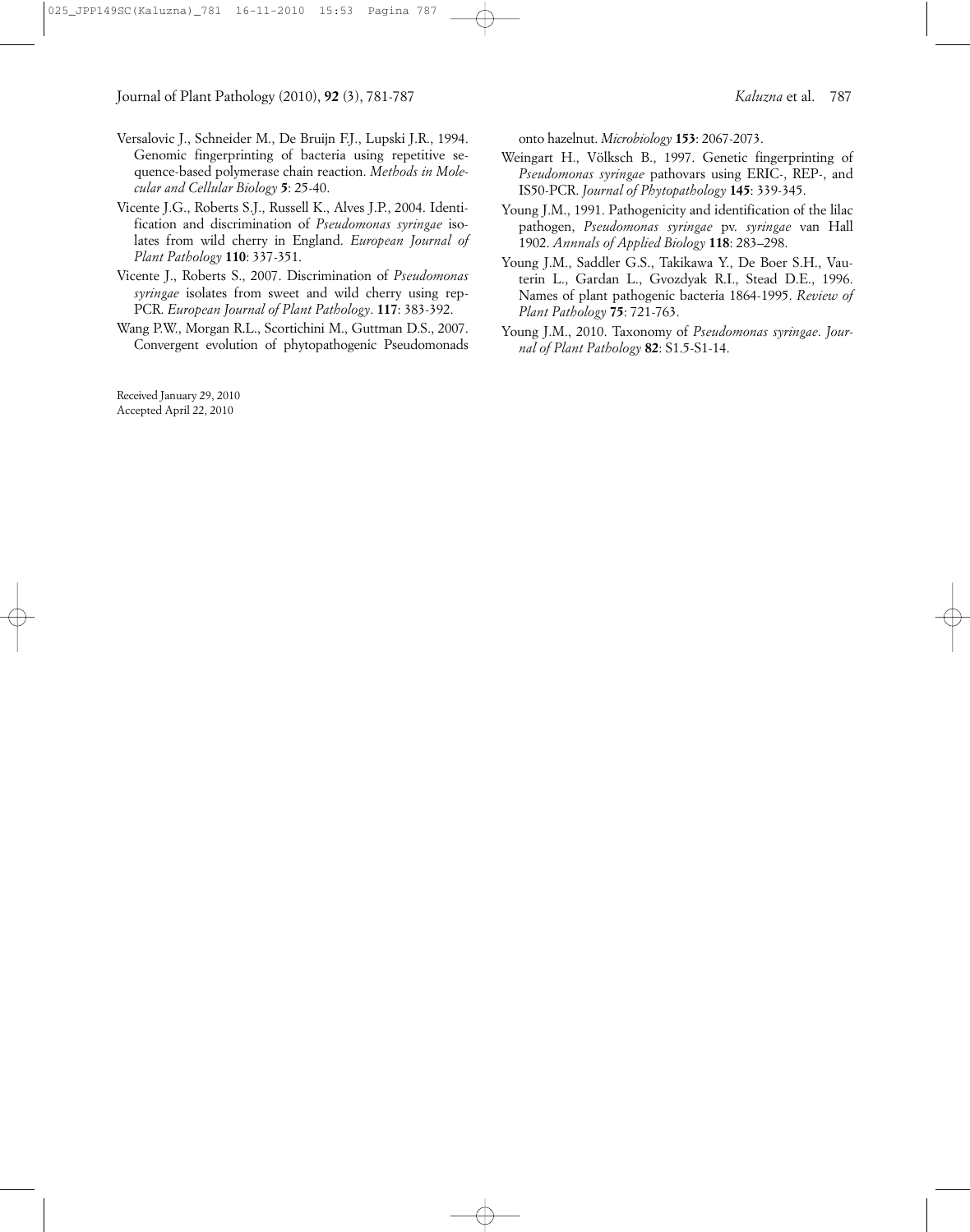Versalovic J., Schneider M., De Bruijn F.J., Lupski J.R., 1994. Genomic fingerprinting of bacteria using repetitive sequence-based polymerase chain reaction. *Methods in Molecular and Cellular Biology* **5**: 25-40.

Vicente J.G., Roberts S.J., Russell K., Alves J.P., 2004. Identification and discrimination of *Pseudomonas syringae* isolates from wild cherry in England. *European Journal of Plant Pathology* **110**: 337-351.

Vicente J., Roberts S., 2007. Discrimination of *Pseudomonas syringae* isolates from sweet and wild cherry using rep-PCR. *European Journal of Plant Pathology*. **117**: 383-392.

Wang P.W., Morgan R.L., Scortichini M., Guttman D.S., 2007. Convergent evolution of phytopathogenic Pseudomonads onto hazelnut. *Microbiology* **153**: 2067-2073.

Weingart H., Völksch B., 1997. Genetic fingerprinting of *Pseudomonas syringae* pathovars using ERIC-, REP-, and IS50-PCR. *Journal of Phytopathology* **145**: 339-345.

Young J.M., 1991. Pathogenicity and identification of the lilac pathogen, *Pseudomonas syringae* pv. *syringae* van Hall 1902. *Annnals of Applied Biology* **118**: 283–298.

Young J.M., Saddler G.S., Takikawa Y., De Boer S.H., Vauterin L., Gardan L., Gvozdyak R.I., Stead D.E., 1996. Names of plant pathogenic bacteria 1864-1995. *Review of Plant Pathology* **75**: 721-763.

Young J.M., 2010. Taxonomy of *Pseudomonas syringae*. *Journal of Plant Pathology* **82**: S1.5-S1-14.

Received January 29, 2010
Accepted April 22, 2010